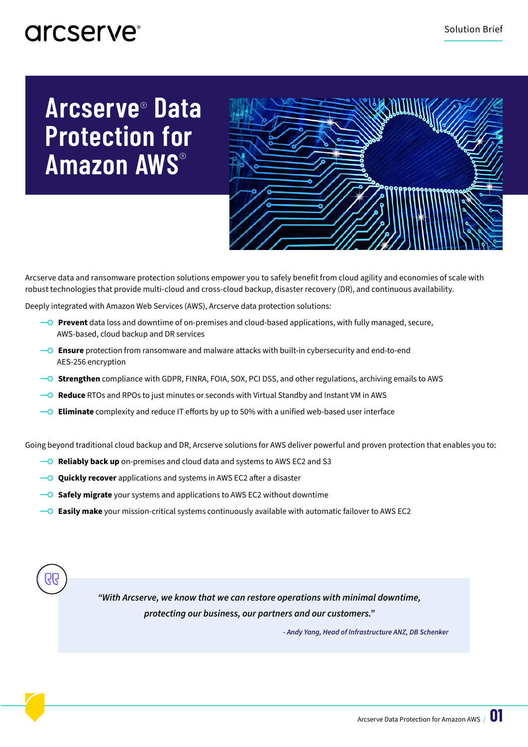arcserve®

Solution Brief

# Arcserve® Data Protection for Amazon AWS®

Arcserve data and ransomware protection solutions empower you to safely benefit from cloud agility and economies of scale with robust technologies that provide multi-cloud and cross-cloud backup, disaster recovery (DR), and continuous availability.

Deeply integrated with Amazon Web Services (AWS), Arcserve data protection solutions:

- **Prevent** data loss and downtime of on-premises and cloud-based applications, with fully managed, secure, AWS-based, cloud backup and DR services
- **Ensure** protection from ransomware and malware attacks with built-in cybersecurity and end-to-end AES-256 encryption
- **Strengthen** compliance with GDPR, FINRA, FOIA, SOX, PCI DSS, and other regulations, archiving emails to AWS
- **Reduce** RTOs and RPOs to just minutes or seconds with Virtual Standby and Instant VM in AWS
- **Eliminate** complexity and reduce IT efforts by up to 50% with a unified web-based user interface

Going beyond traditional cloud backup and DR, Arcserve solutions for AWS deliver powerful and proven protection that enables you to:

- **Reliably back up** on-premises and cloud data and systems to AWS EC2 and S3
- **Quickly recover** applications and systems in AWS EC2 after a disaster
- **Safely migrate** your systems and applications to AWS EC2 without downtime
- **Easily make** your mission-critical systems continuously available with automatic failover to AWS EC2

> *"With Arcserve, we know that we can restore operations with minimal downtime, protecting our business, our partners and our customers."*
>
> *- Andy Yang, Head of Infrastructure ANZ, DB Schenker*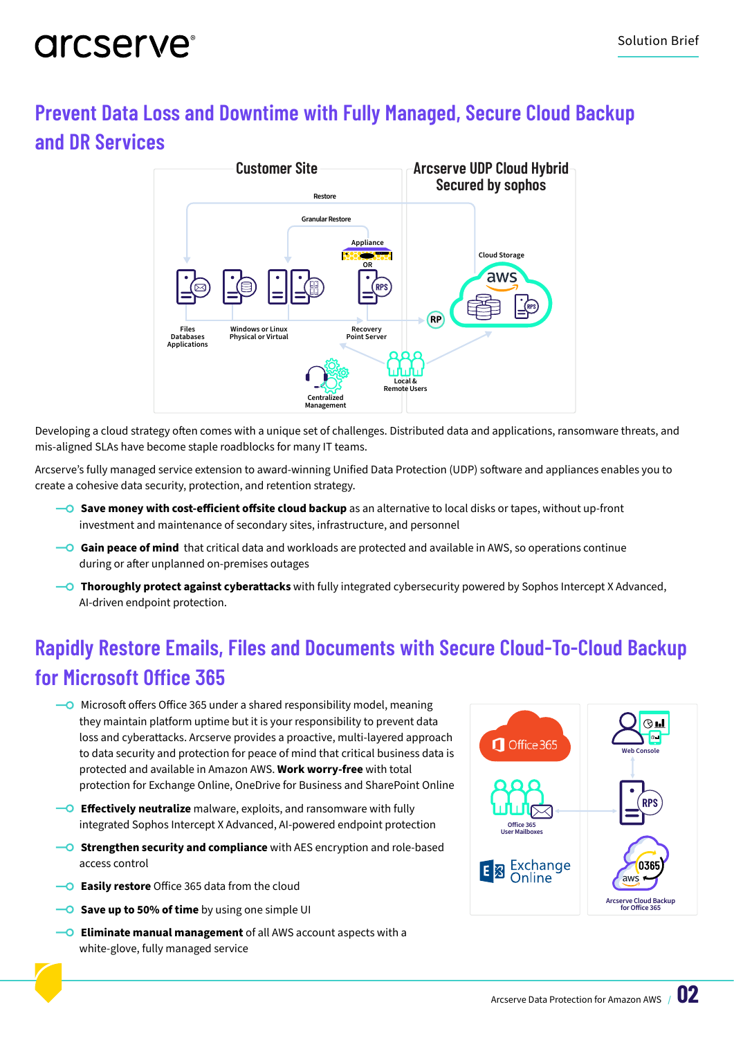## Prevent Data Loss and Downtime with Fully Managed, Secure Cloud Backup and DR Services

Developing a cloud strategy often comes with a unique set of challenges. Distributed data and applications, ransomware threats, and mis-aligned SLAs have become staple roadblocks for many IT teams.

Arcserve's fully managed service extension to award-winning Unified Data Protection (UDP) software and appliances enables you to create a cohesive data security, protection, and retention strategy.

- **Save money with cost-efficient offsite cloud backup** as an alternative to local disks or tapes, without up-front investment and maintenance of secondary sites, infrastructure, and personnel
- **Gain peace of mind** that critical data and workloads are protected and available in AWS, so operations continue during or after unplanned on-premises outages
- **Thoroughly protect against cyberattacks** with fully integrated cybersecurity powered by Sophos Intercept X Advanced, AI-driven endpoint protection.

## Rapidly Restore Emails, Files and Documents with Secure Cloud-To-Cloud Backup for Microsoft Office 365

- Microsoft offers Office 365 under a shared responsibility model, meaning they maintain platform uptime but it is your responsibility to prevent data loss and cyberattacks. Arcserve provides a proactive, multi-layered approach to data security and protection for peace of mind that critical business data is protected and available in Amazon AWS. **Work worry-free** with total protection for Exchange Online, OneDrive for Business and SharePoint Online
- **Effectively neutralize** malware, exploits, and ransomware with fully integrated Sophos Intercept X Advanced, AI-powered endpoint protection
- **Strengthen security and compliance** with AES encryption and role-based access control
- **Easily restore** Office 365 data from the cloud
- **Save up to 50% of time** by using one simple UI
- **Eliminate manual management** of all AWS account aspects with a white-glove, fully managed service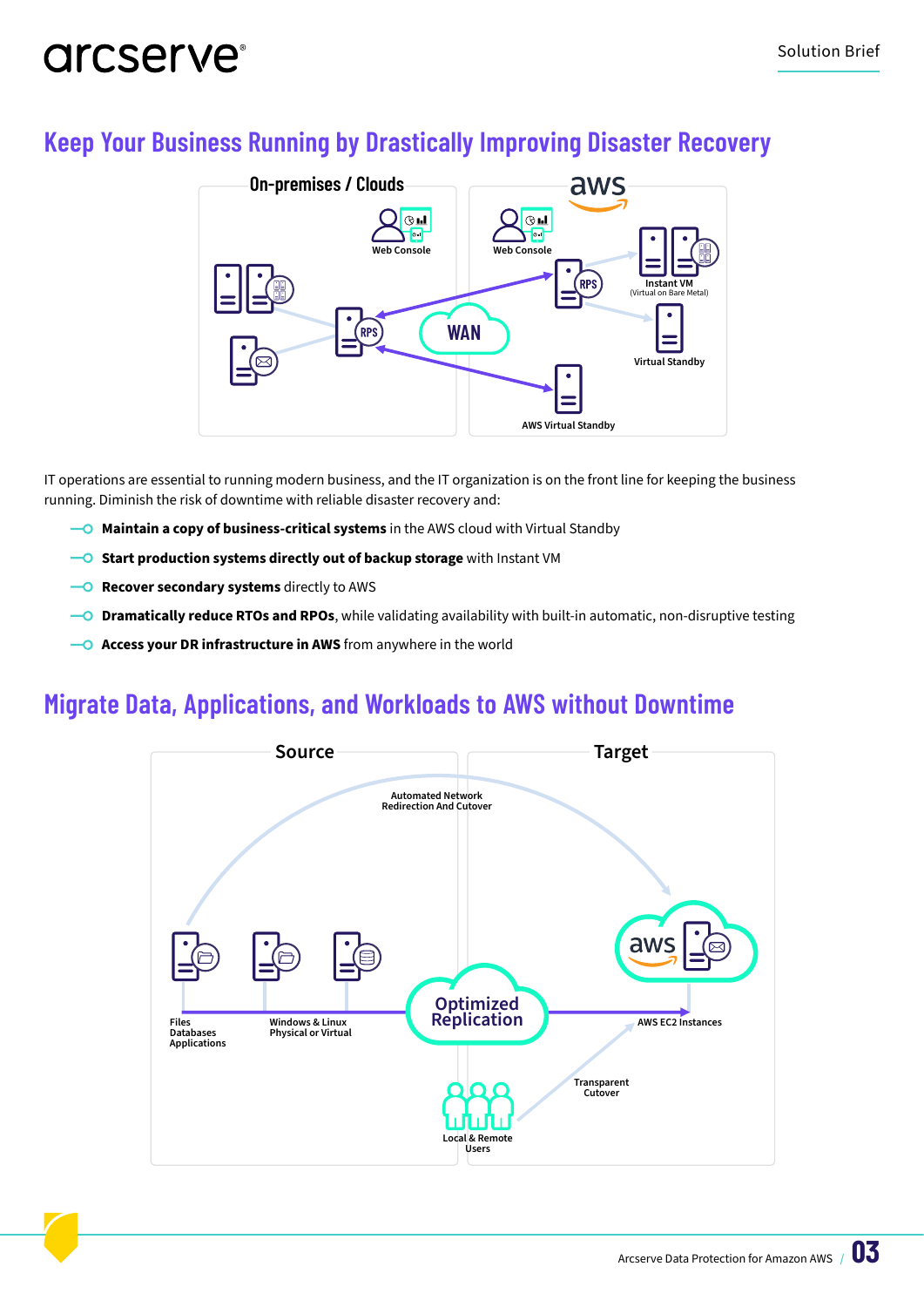## Keep Your Business Running by Drastically Improving Disaster Recovery

IT operations are essential to running modern business, and the IT organization is on the front line for keeping the business running. Diminish the risk of downtime with reliable disaster recovery and:

- **Maintain a copy of business-critical systems** in the AWS cloud with Virtual Standby
- **Start production systems directly out of backup storage** with Instant VM
- **Recover secondary systems** directly to AWS
- **Dramatically reduce RTOs and RPOs**, while validating availability with built-in automatic, non-disruptive testing
- **Access your DR infrastructure in AWS** from anywhere in the world

## Migrate Data, Applications, and Workloads to AWS without Downtime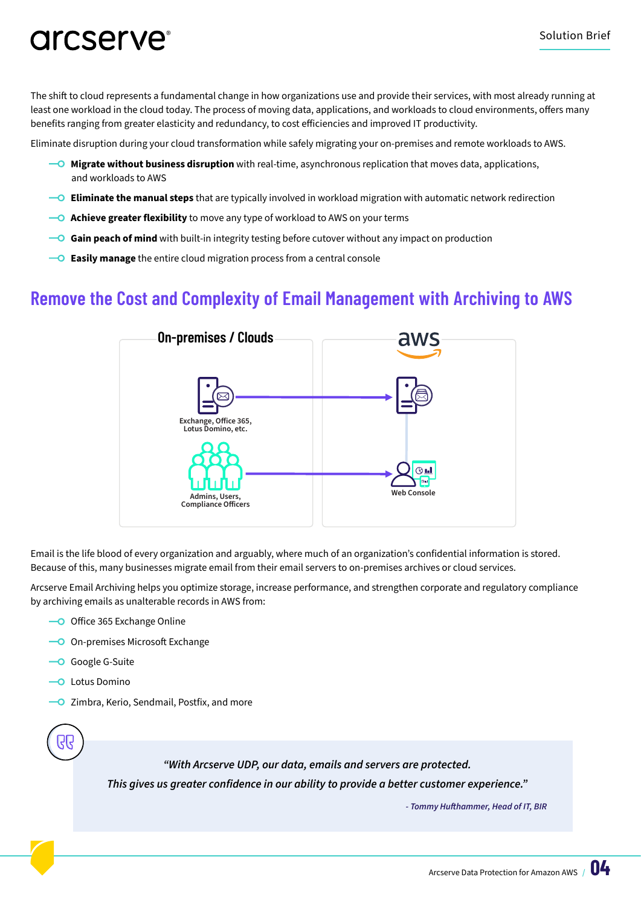The shift to cloud represents a fundamental change in how organizations use and provide their services, with most already running at least one workload in the cloud today. The process of moving data, applications, and workloads to cloud environments, offers many benefits ranging from greater elasticity and redundancy, to cost efficiencies and improved IT productivity.

Eliminate disruption during your cloud transformation while safely migrating your on-premises and remote workloads to AWS.

- **Migrate without business disruption** with real-time, asynchronous replication that moves data, applications, and workloads to AWS
- **Eliminate the manual steps** that are typically involved in workload migration with automatic network redirection
- **Achieve greater flexibility** to move any type of workload to AWS on your terms
- **Gain peach of mind** with built-in integrity testing before cutover without any impact on production
- **Easily manage** the entire cloud migration process from a central console

## Remove the Cost and Complexity of Email Management with Archiving to AWS

On-premises / Clouds

aws

Exchange, Office 365, Lotus Domino, etc.

Admins, Users, Compliance Officers

Web Console

Email is the life blood of every organization and arguably, where much of an organization's confidential information is stored. Because of this, many businesses migrate email from their email servers to on-premises archives or cloud services.

Arcserve Email Archiving helps you optimize storage, increase performance, and strengthen corporate and regulatory compliance by archiving emails as unalterable records in AWS from:

- Office 365 Exchange Online
- On-premises Microsoft Exchange
- Google G-Suite
- Lotus Domino
- Zimbra, Kerio, Sendmail, Postfix, and more

> *"With Arcserve UDP, our data, emails and servers are protected. This gives us greater confidence in our ability to provide a better customer experience."*
>
> *- Tommy Hufthammer, Head of IT, BIR*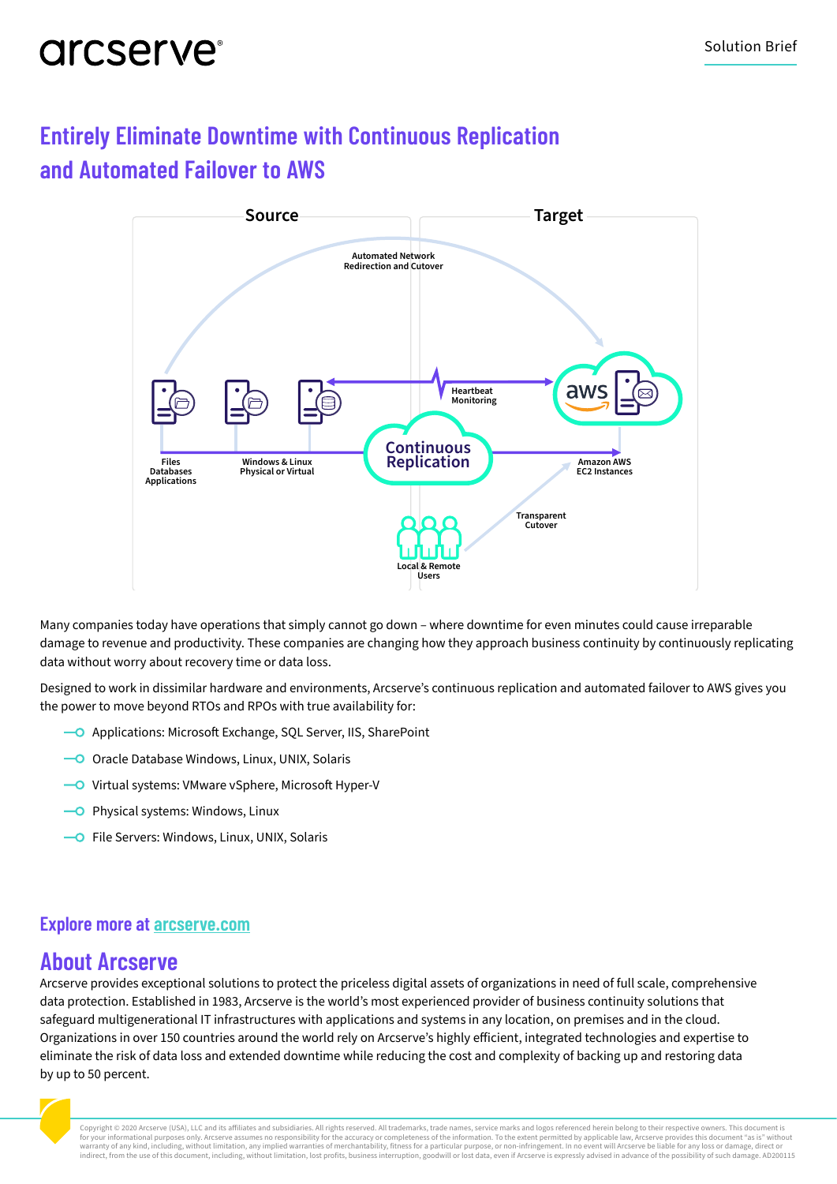# Entirely Eliminate Downtime with Continuous Replication and Automated Failover to AWS

Source

Target

Automated Network Redirection and Cutover

Heartbeat Monitoring

Files Databases Applications

Windows & Linux Physical or Virtual

Continuous Replication

Amazon AWS EC2 Instances

Transparent Cutover

Local & Remote Users

Many companies today have operations that simply cannot go down – where downtime for even minutes could cause irreparable damage to revenue and productivity. These companies are changing how they approach business continuity by continuously replicating data without worry about recovery time or data loss.

Designed to work in dissimilar hardware and environments, Arcserve's continuous replication and automated failover to AWS gives you the power to move beyond RTOs and RPOs with true availability for:

- Applications: Microsoft Exchange, SQL Server, IIS, SharePoint
- Oracle Database Windows, Linux, UNIX, Solaris
- Virtual systems: VMware vSphere, Microsoft Hyper-V
- Physical systems: Windows, Linux
- File Servers: Windows, Linux, UNIX, Solaris

### Explore more at arcserve.com

## About Arcserve

Arcserve provides exceptional solutions to protect the priceless digital assets of organizations in need of full scale, comprehensive data protection. Established in 1983, Arcserve is the world's most experienced provider of business continuity solutions that safeguard multigenerational IT infrastructures with applications and systems in any location, on premises and in the cloud. Organizations in over 150 countries around the world rely on Arcserve's highly efficient, integrated technologies and expertise to eliminate the risk of data loss and extended downtime while reducing the cost and complexity of backing up and restoring data by up to 50 percent.

Copyright © 2020 Arcserve (USA), LLC and its affiliates and subsidiaries. All rights reserved. All trademarks, trade names, service marks and logos referenced herein belong to their respective owners. This document is for your informational purposes only. Arcserve assumes no responsibility for the accuracy or completeness of the information. To the extent permitted by applicable law, Arcserve provides this document "as is" without warranty of any kind, including, without limitation, any implied warranties of merchantability, fitness for a particular purpose, or non-infringement. In no event will Arcserve be liable for any loss or damage, direct or indirect, from the use of this document, including, without limitation, lost profits, business interruption, goodwill or lost data, even if Arcserve is expressly advised in advance of the possibility of such damage. AD200115